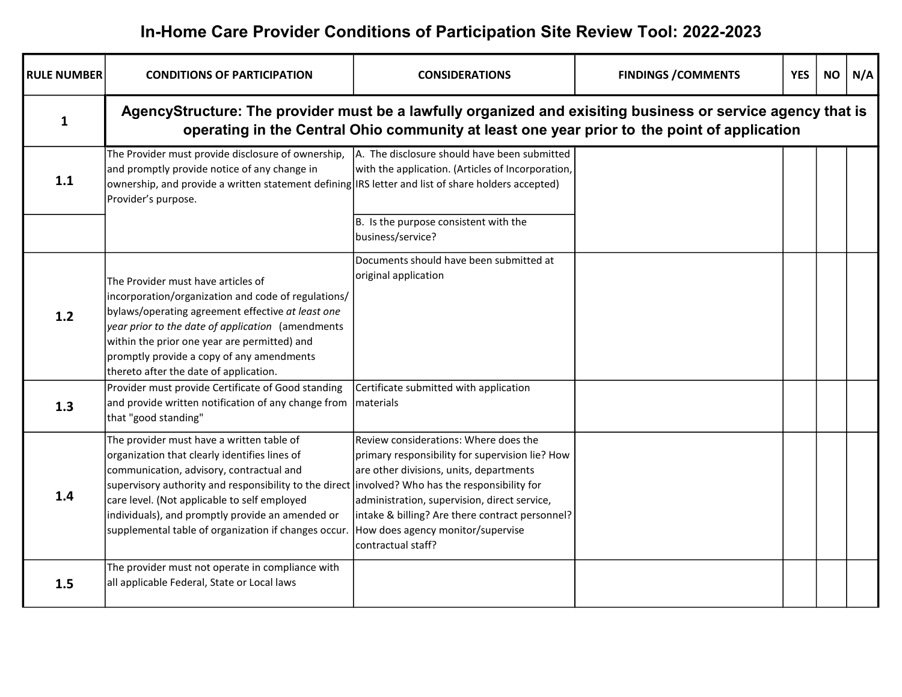# In-Home Care Provider Conditions of Participation Site Review Tool: 2022-2023

| RULE NUMBER | CONDITIONS OF PARTICIPATION | CONSIDERATIONS | FINDINGS /COMMENTS | YES | NO | N/A |
|---|---|---|---|---|---|---|
| **1** | **AgencyStructure: The provider must be a lawfully organized and exisiting business or service agency that is operating in the Central Ohio community at least one year prior to the point of application** | | | | | |
| **1.1** | The Provider must provide disclosure of ownership, and promptly provide notice of any change in ownership, and provide a written statement defining Provider's purpose. | A. The disclosure should have been submitted with the application. (Articles of Incorporation, IRS letter and list of share holders accepted) | | | | |
| | | B. Is the purpose consistent with the business/service? | | | | |
| **1.2** | The Provider must have articles of incorporation/organization and code of regulations/ bylaws/operating agreement effective *at least one year prior to the date of application* (amendments within the prior one year are permitted) and promptly provide a copy of any amendments thereto after the date of application. | Documents should have been submitted at original application | | | | |
| **1.3** | Provider must provide Certificate of Good standing and provide written notification of any change from that "good standing" | Certificate submitted with application materials | | | | |
| **1.4** | The provider must have a written table of organization that clearly identifies lines of communication, advisory, contractual and supervisory authority and responsibility to the direct care level. (Not applicable to self employed individuals), and promptly provide an amended or supplemental table of organization if changes occur. | Review considerations: Where does the primary responsibility for supervision lie? How are other divisions, units, departments involved? Who has the responsibility for administration, supervision, direct service, intake & billing? Are there contract personnel? How does agency monitor/supervise contractual staff? | | | | |
| **1.5** | The provider must not operate in compliance with all applicable Federal, State or Local laws | | | | | |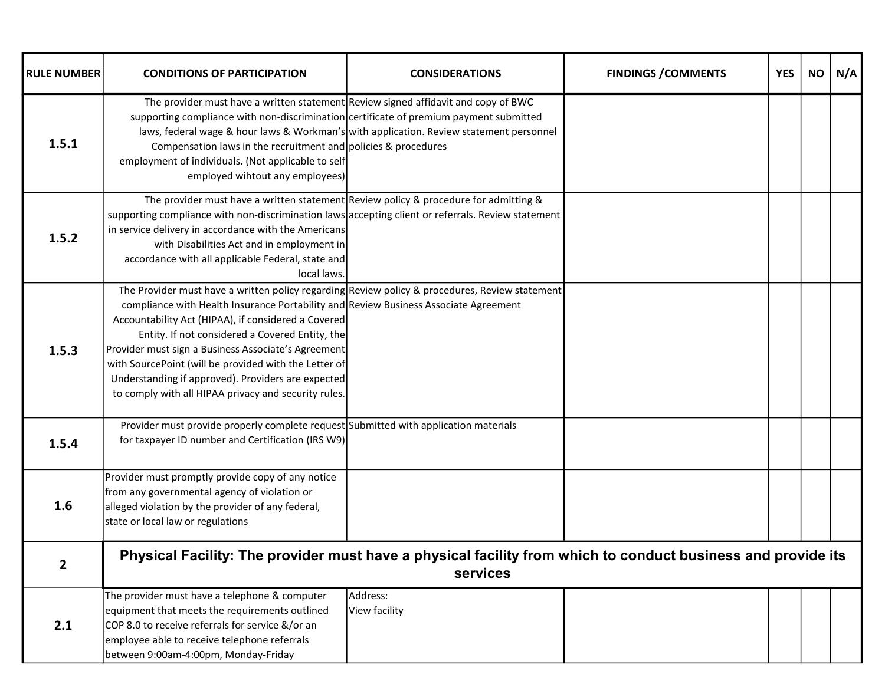| RULE NUMBER | CONDITIONS OF PARTICIPATION | CONSIDERATIONS | FINDINGS /COMMENTS | YES | NO | N/A |
|---|---|---|---|---|---|---|
| **1.5.1** | The provider must have a written statement supporting compliance with non-discrimination laws, federal wage & hour laws & Workman's Compensation laws in the recruitment and employment of individuals. (Not applicable to self employed wihtout any employees) | Review signed affidavit and copy of BWC certificate of premium payment submitted with application. Review statement personnel policies & procedures | | | | |
| **1.5.2** | The provider must have a written statement supporting compliance with non-discrimination laws in service delivery in accordance with the Americans with Disabilities Act and in employment in accordance with all applicable Federal, state and local laws. | Review policy & procedure for admitting & accepting client or referrals. Review statement | | | | |
| **1.5.3** | The Provider must have a written policy regarding compliance with Health Insurance Portability and Accountability Act (HIPAA), if considered a Covered Entity. If not considered a Covered Entity, the Provider must sign a Business Associate's Agreement with SourcePoint (will be provided with the Letter of Understanding if approved). Providers are expected to comply with all HIPAA privacy and security rules. | Review policy & procedures, Review statement Review Business Associate Agreement | | | | |
| **1.5.4** | Provider must provide properly complete request for taxpayer ID number and Certification (IRS W9) | Submitted with application materials | | | | |
| **1.6** | Provider must promptly provide copy of any notice from any governmental agency of violation or alleged violation by the provider of any federal, state or local law or regulations | | | | | |
| **2** | **Physical Facility: The provider must have a physical facility from which to conduct business and provide its services** | | | | | |
| **2.1** | The provider must have a telephone & computer equipment that meets the requirements outlined COP 8.0 to receive referrals for service &/or an employee able to receive telephone referrals between 9:00am-4:00pm, Monday-Friday | Address:<br>View facility | | | | |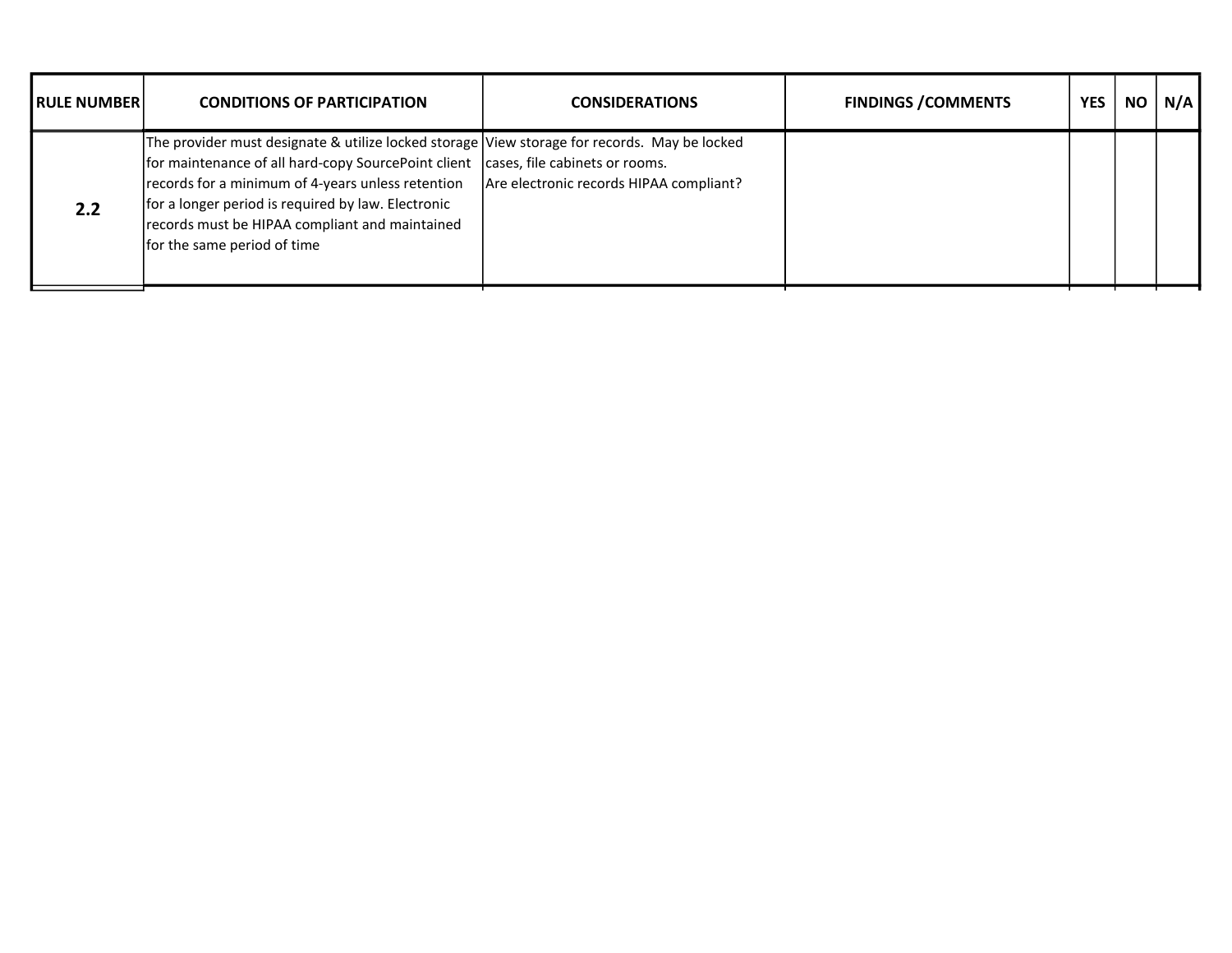| RULE NUMBER | CONDITIONS OF PARTICIPATION | CONSIDERATIONS | FINDINGS /COMMENTS | YES | NO | N/A |
|---|---|---|---|---|---|---|
| **2.2** | The provider must designate & utilize locked storage for maintenance of all hard-copy SourcePoint client records for a minimum of 4-years unless retention for a longer period is required by law. Electronic records must be HIPAA compliant and maintained for the same period of time | View storage for records. May be locked cases, file cabinets or rooms.<br>Are electronic records HIPAA compliant? | | | | |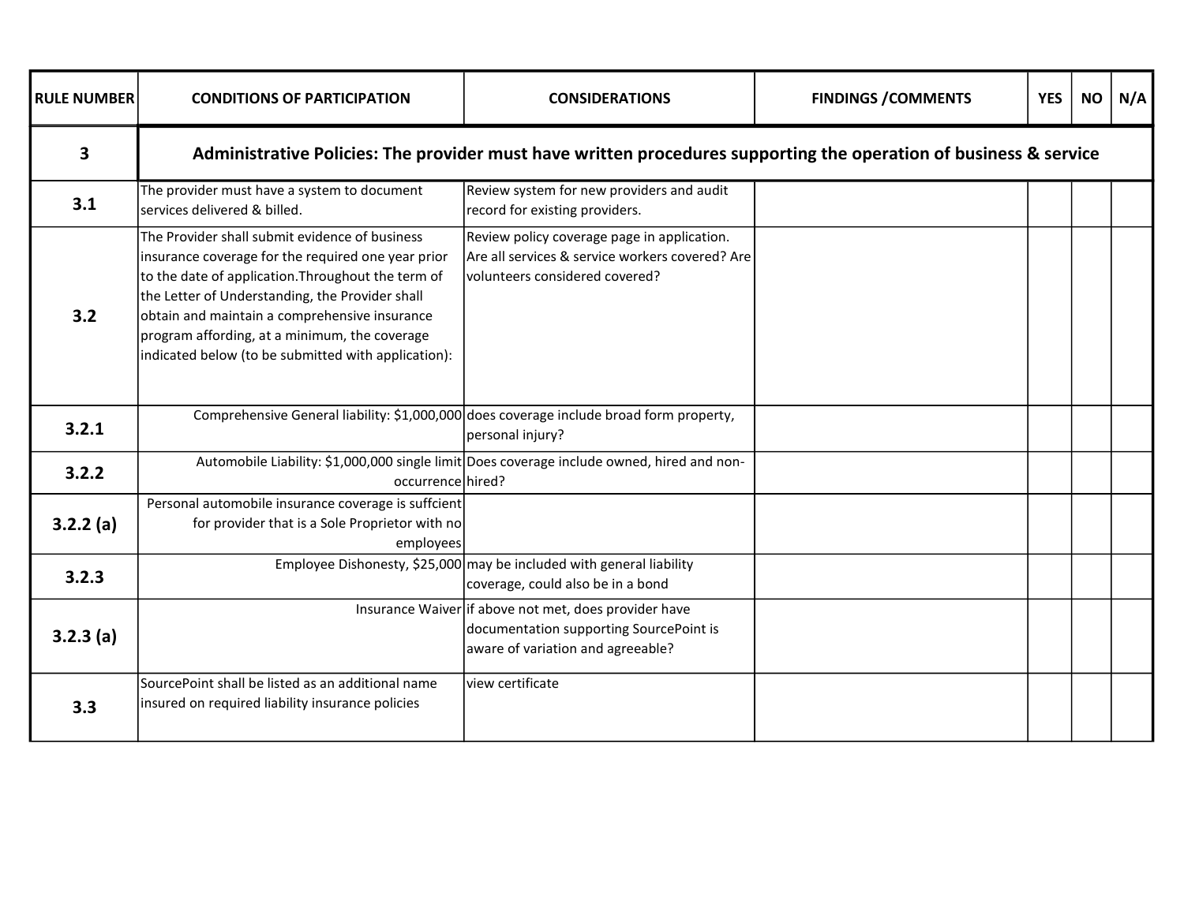| RULE NUMBER | CONDITIONS OF PARTICIPATION | CONSIDERATIONS | FINDINGS /COMMENTS | YES | NO | N/A |
|---|---|---|---|---|---|---|
| **3** | **Administrative Policies: The provider must have written procedures supporting the operation of business & service** | | | | | |
| **3.1** | The provider must have a system to document services delivered & billed. | Review system for new providers and audit record for existing providers. | | | | |
| **3.2** | The Provider shall submit evidence of business insurance coverage for the required one year prior to the date of application.Throughout the term of the Letter of Understanding, the Provider shall obtain and maintain a comprehensive insurance program affording, at a minimum, the coverage indicated below (to be submitted with application): | Review policy coverage page in application. Are all services & service workers covered? Are volunteers considered covered? | | | | |
| **3.2.1** | Comprehensive General liability: $1,000,000 | does coverage include broad form property, personal injury? | | | | |
| **3.2.2** | Automobile Liability: $1,000,000 single limit occurrence | Does coverage include owned, hired and non-hired? | | | | |
| **3.2.2 (a)** | Personal automobile insurance coverage is suffcient for provider that is a Sole Proprietor with no employees | | | | | |
| **3.2.3** | Employee Dishonesty, $25,000 | may be included with general liability coverage, could also be in a bond | | | | |
| **3.2.3 (a)** | Insurance Waiver | if above not met, does provider have documentation supporting SourcePoint is aware of variation and agreeable? | | | | |
| **3.3** | SourcePoint shall be listed as an additional name insured on required liability insurance policies | view certificate | | | | |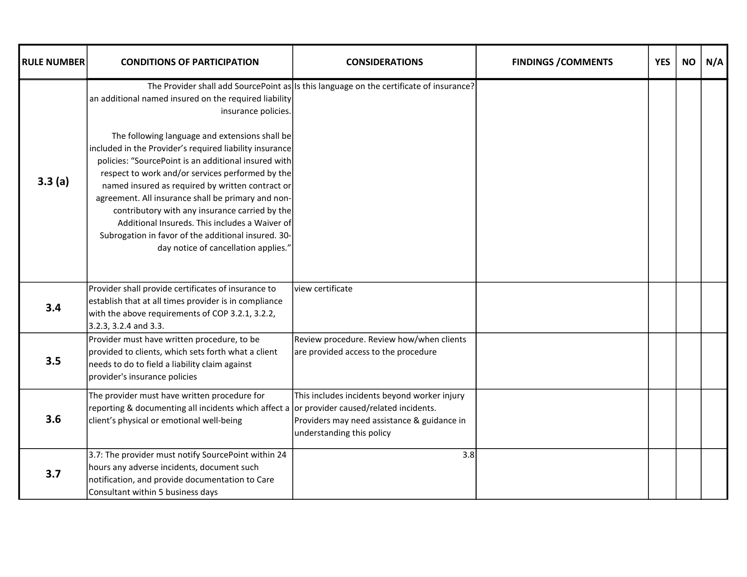| RULE NUMBER | CONDITIONS OF PARTICIPATION | CONSIDERATIONS | FINDINGS /COMMENTS | YES | NO | N/A |
|---|---|---|---|---|---|---|
| **3.3 (a)** | The Provider shall add SourcePoint as an additional named insured on the required liability insurance policies.<br><br>The following language and extensions shall be included in the Provider's required liability insurance policies: "SourcePoint is an additional insured with respect to work and/or services performed by the named insured as required by written contract or agreement. All insurance shall be primary and non-contributory with any insurance carried by the Additional Insureds. This includes a Waiver of Subrogation in favor of the additional insured. 30-day notice of cancellation applies." | Is this language on the certificate of insurance? | | | | |
| **3.4** | Provider shall provide certificates of insurance to establish that at all times provider is in compliance with the above requirements of COP 3.2.1, 3.2.2, 3.2.3, 3.2.4 and 3.3. | view certificate | | | | |
| **3.5** | Provider must have written procedure, to be provided to clients, which sets forth what a client needs to do to field a liability claim against provider's insurance policies | Review procedure. Review how/when clients are provided access to the procedure | | | | |
| **3.6** | The provider must have written procedure for reporting & documenting all incidents which affect a client's physical or emotional well-being | This includes incidents beyond worker injury or provider caused/related incidents. Providers may need assistance & guidance in understanding this policy | | | | |
| **3.7** | 3.7: The provider must notify SourcePoint within 24 hours any adverse incidents, document such notification, and provide documentation to Care Consultant within 5 business days | 3.8 | | | | |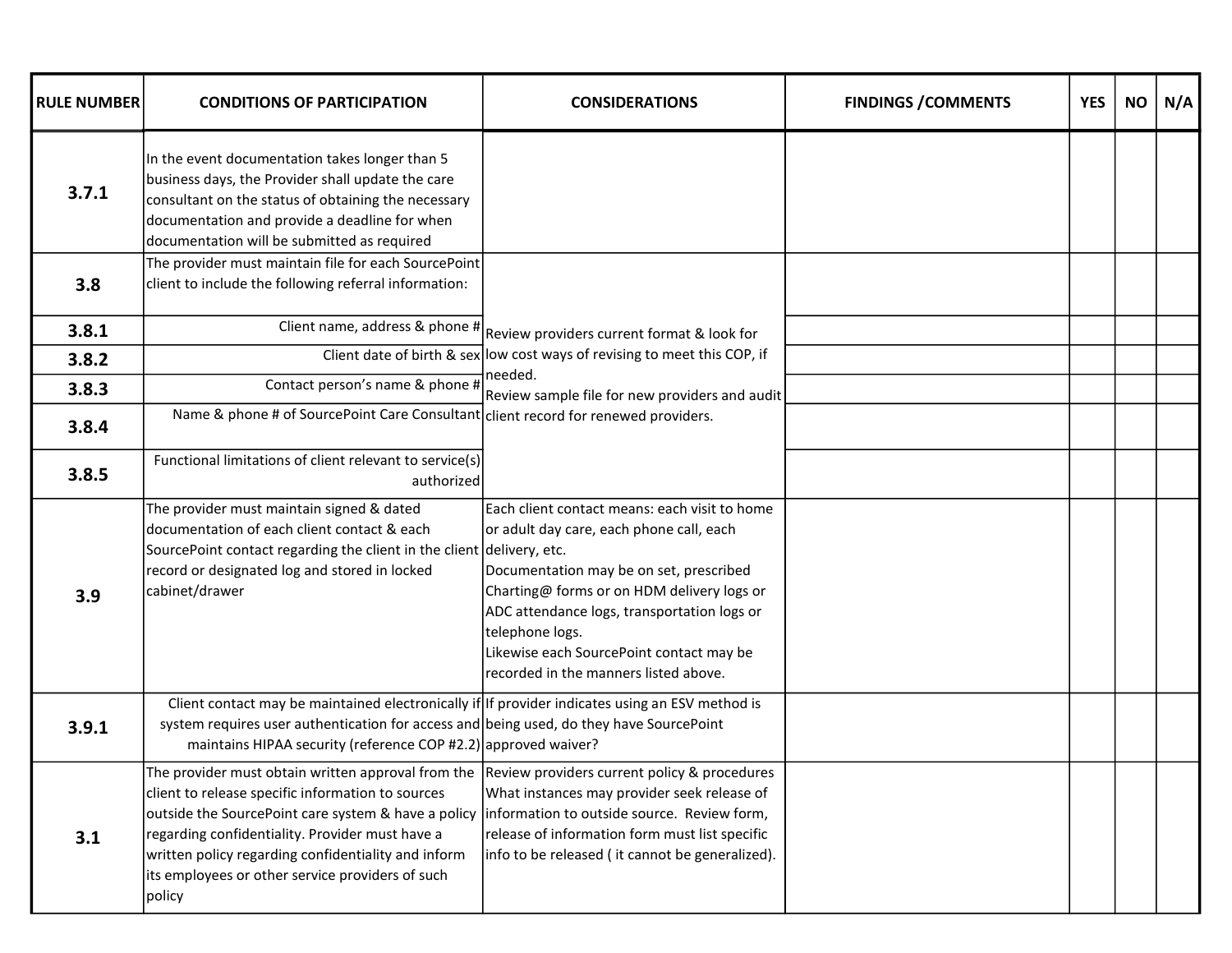| RULE NUMBER | CONDITIONS OF PARTICIPATION | CONSIDERATIONS | FINDINGS /COMMENTS | YES | NO | N/A |
|---|---|---|---|---|---|---|
| 3.7.1 | In the event documentation takes longer than 5 business days, the Provider shall update the care consultant on the status of obtaining the necessary documentation and provide a deadline for when documentation will be submitted as required | | | | | |
| 3.8 | The provider must maintain file for each SourcePoint client to include the following referral information: | Review providers current format & look for low cost ways of revising to meet this COP, if needed.<br>Review sample file for new providers and audit client record for renewed providers. | | | | |
| 3.8.1 | Client name, address & phone # | | | | | |
| 3.8.2 | Client date of birth & sex | | | | | |
| 3.8.3 | Contact person's name & phone # | | | | | |
| 3.8.4 | Name & phone # of SourcePoint Care Consultant | | | | | |
| 3.8.5 | Functional limitations of client relevant to service(s) authorized | | | | | |
| 3.9 | The provider must maintain signed & dated documentation of each client contact & each SourcePoint contact regarding the client in the client record or designated log and stored in locked cabinet/drawer | Each client contact means: each visit to home or adult day care, each phone call, each delivery, etc.<br>Documentation may be on set, prescribed Charting@ forms or on HDM delivery logs or ADC attendance logs, transportation logs or telephone logs.<br>Likewise each SourcePoint contact may be recorded in the manners listed above. | | | | |
| 3.9.1 | Client contact may be maintained electronically if system requires user authentication for access and maintains HIPAA security (reference COP #2.2) | If provider indicates using an ESV method is being used, do they have SourcePoint approved waiver? | | | | |
| 3.1 | The provider must obtain written approval from the client to release specific information to sources outside the SourcePoint care system & have a policy regarding confidentiality. Provider must have a written policy regarding confidentiality and inform its employees or other service providers of such policy | Review providers current policy & procedures What instances may provider seek release of information to outside source. Review form, release of information form must list specific info to be released ( it cannot be generalized). | | | | |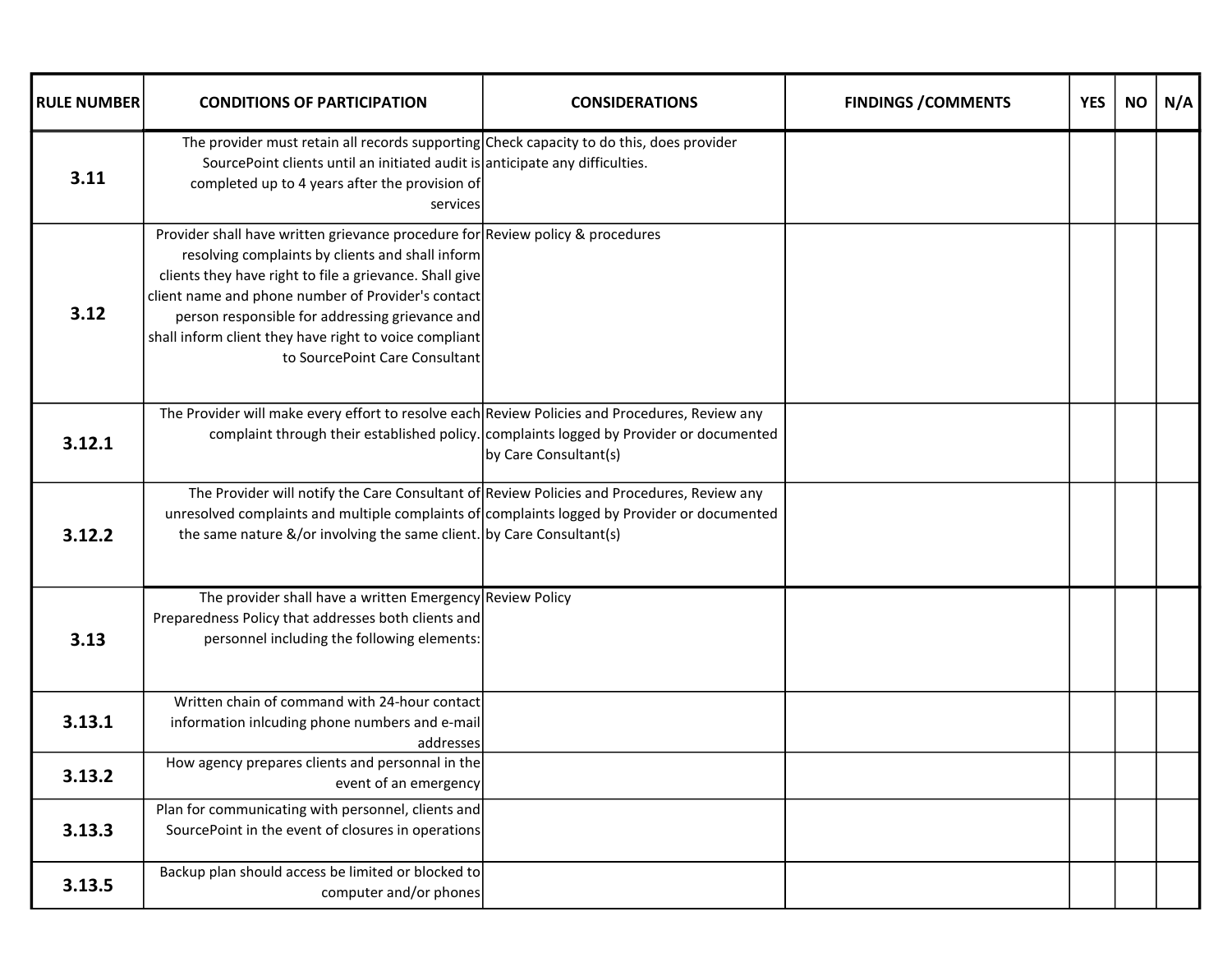| RULE NUMBER | CONDITIONS OF PARTICIPATION | CONSIDERATIONS | FINDINGS /COMMENTS | YES | NO | N/A |
|---|---|---|---|---|---|---|
| **3.11** | The provider must retain all records supporting SourcePoint clients until an initiated audit is completed up to 4 years after the provision of services | Check capacity to do this, does provider anticipate any difficulties. | | | | |
| **3.12** | Provider shall have written grievance procedure for resolving complaints by clients and shall inform clients they have right to file a grievance. Shall give client name and phone number of Provider's contact person responsible for addressing grievance and shall inform client they have right to voice compliant to SourcePoint Care Consultant | Review policy & procedures | | | | |
| **3.12.1** | The Provider will make every effort to resolve each complaint through their established policy. | Review Policies and Procedures, Review any complaints logged by Provider or documented by Care Consultant(s) | | | | |
| **3.12.2** | The Provider will notify the Care Consultant of unresolved complaints and multiple complaints of the same nature &/or involving the same client. | Review Policies and Procedures, Review any complaints logged by Provider or documented by Care Consultant(s) | | | | |
| **3.13** | The provider shall have a written Emergency Preparedness Policy that addresses both clients and personnel including the following elements: | Review Policy | | | | |
| **3.13.1** | Written chain of command with 24-hour contact information inlcuding phone numbers and e-mail addresses | | | | | |
| **3.13.2** | How agency prepares clients and personnal in the event of an emergency | | | | | |
| **3.13.3** | Plan for communicating with personnel, clients and SourcePoint in the event of closures in operations | | | | | |
| **3.13.5** | Backup plan should access be limited or blocked to computer and/or phones | | | | | |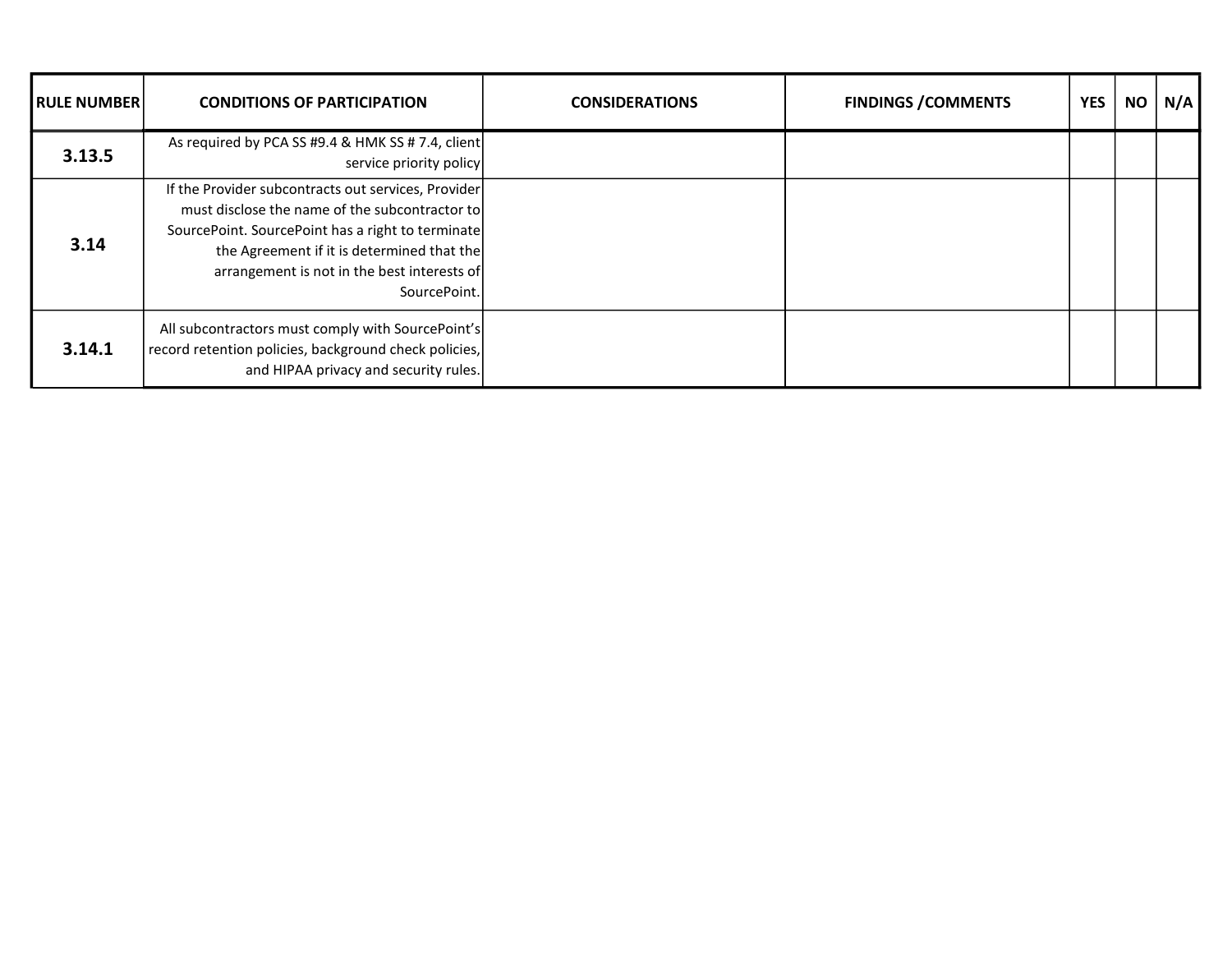| RULE NUMBER | CONDITIONS OF PARTICIPATION | CONSIDERATIONS | FINDINGS /COMMENTS | YES | NO | N/A |
|---|---|---|---|---|---|---|
| **3.13.5** | As required by PCA SS #9.4 & HMK SS # 7.4, client service priority policy | | | | | |
| **3.14** | If the Provider subcontracts out services, Provider must disclose the name of the subcontractor to SourcePoint. SourcePoint has a right to terminate the Agreement if it is determined that the arrangement is not in the best interests of SourcePoint. | | | | | |
| **3.14.1** | All subcontractors must comply with SourcePoint's record retention policies, background check policies, and HIPAA privacy and security rules. | | | | | |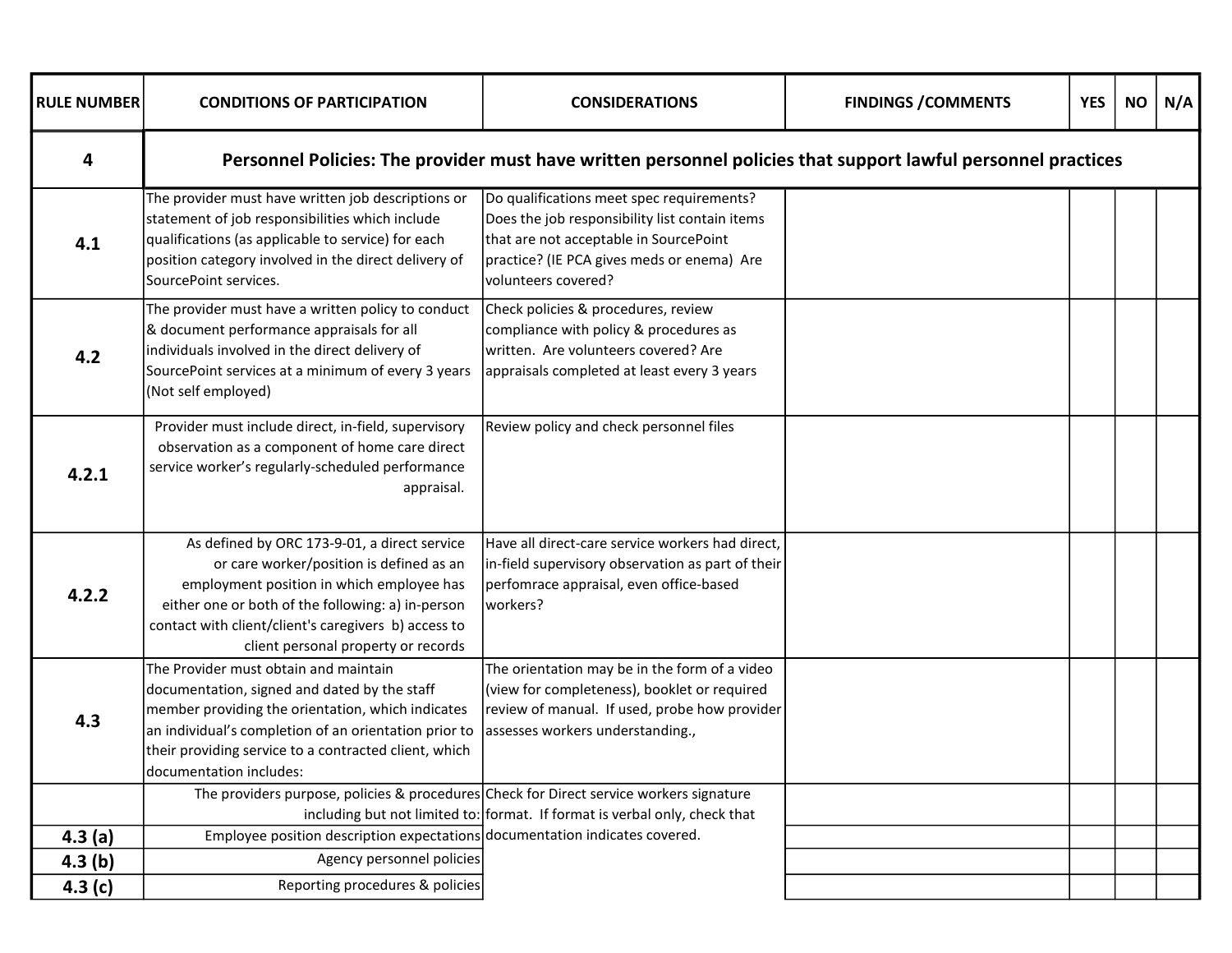| RULE NUMBER | CONDITIONS OF PARTICIPATION | CONSIDERATIONS | FINDINGS /COMMENTS | YES | NO | N/A |
|---|---|---|---|---|---|---|
| **4** | **Personnel Policies: The provider must have written personnel policies that support lawful personnel practices** | | | | | |
| **4.1** | The provider must have written job descriptions or statement of job responsibilities which include qualifications (as applicable to service) for each position category involved in the direct delivery of SourcePoint services. | Do qualifications meet spec requirements? Does the job responsibility list contain items that are not acceptable in SourcePoint practice? (IE PCA gives meds or enema) Are volunteers covered? | | | | |
| **4.2** | The provider must have a written policy to conduct & document performance appraisals for all individuals involved in the direct delivery of SourcePoint services at a minimum of every 3 years (Not self employed) | Check policies & procedures, review compliance with policy & procedures as written. Are volunteers covered? Are appraisals completed at least every 3 years | | | | |
| **4.2.1** | Provider must include direct, in-field, supervisory observation as a component of home care direct service worker's regularly-scheduled performance appraisal. | Review policy and check personnel files | | | | |
| **4.2.2** | As defined by ORC 173-9-01, a direct service or care worker/position is defined as an employment position in which employee has either one or both of the following: a) in-person contact with client/client's caregivers b) access to client personal property or records | Have all direct-care service workers had direct, in-field supervisory observation as part of their perfomrace appraisal, even office-based workers? | | | | |
| **4.3** | The Provider must obtain and maintain documentation, signed and dated by the staff member providing the orientation, which indicates an individual's completion of an orientation prior to their providing service to a contracted client, which documentation includes: | The orientation may be in the form of a video (view for completeness), booklet or required review of manual. If used, probe how provider assesses workers understanding., | | | | |
| | The providers purpose, policies & procedures including but not limited to: | Check for Direct service workers signature format. If format is verbal only, check that documentation indicates covered. | | | | |
| **4.3 (a)** | Employee position description expectations | | | | | |
| **4.3 (b)** | Agency personnel policies | | | | | |
| **4.3 (c)** | Reporting procedures & policies | | | | | |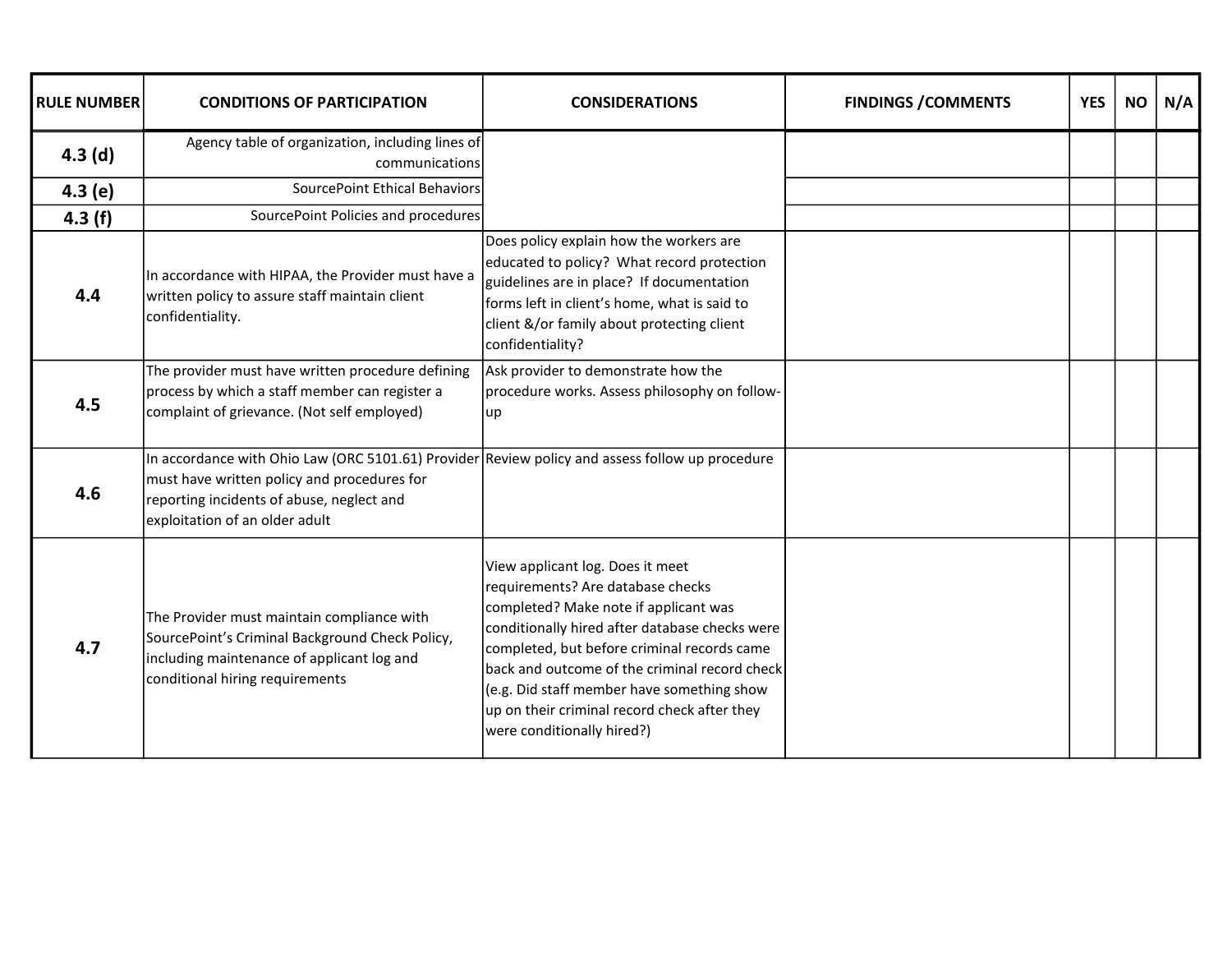| RULE NUMBER | CONDITIONS OF PARTICIPATION | CONSIDERATIONS | FINDINGS /COMMENTS | YES | NO | N/A |
|---|---|---|---|---|---|---|
| **4.3 (d)** | Agency table of organization, including lines of communications | | | | | |
| **4.3 (e)** | SourcePoint Ethical Behaviors | | | | | |
| **4.3 (f)** | SourcePoint Policies and procedures | | | | | |
| **4.4** | In accordance with HIPAA, the Provider must have a written policy to assure staff maintain client confidentiality. | Does policy explain how the workers are educated to policy? What record protection guidelines are in place? If documentation forms left in client's home, what is said to client &/or family about protecting client confidentiality? | | | | |
| **4.5** | The provider must have written procedure defining process by which a staff member can register a complaint of grievance. (Not self employed) | Ask provider to demonstrate how the procedure works. Assess philosophy on follow-up | | | | |
| **4.6** | In accordance with Ohio Law (ORC 5101.61) Provider must have written policy and procedures for reporting incidents of abuse, neglect and exploitation of an older adult | Review policy and assess follow up procedure | | | | |
| **4.7** | The Provider must maintain compliance with SourcePoint's Criminal Background Check Policy, including maintenance of applicant log and conditional hiring requirements | View applicant log. Does it meet requirements? Are database checks completed? Make note if applicant was conditionally hired after database checks were completed, but before criminal records came back and outcome of the criminal record check (e.g. Did staff member have something show up on their criminal record check after they were conditionally hired?) | | | | |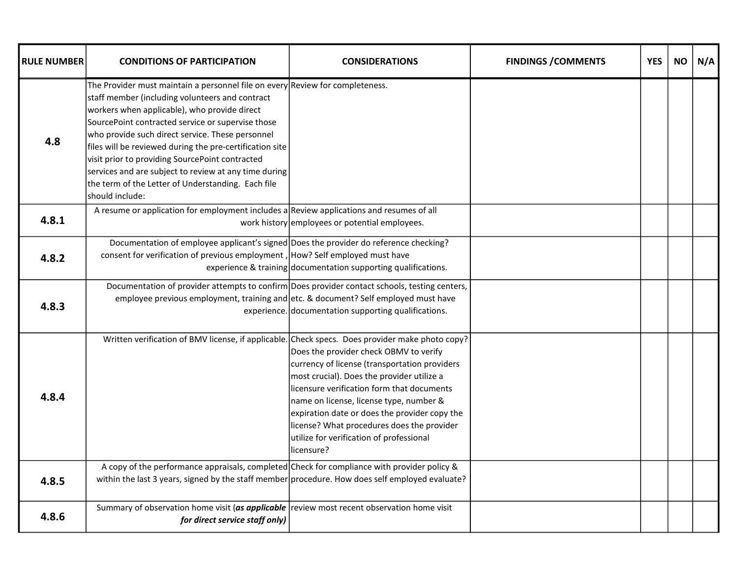| RULE NUMBER | CONDITIONS OF PARTICIPATION | CONSIDERATIONS | FINDINGS /COMMENTS | YES | NO | N/A |
|---|---|---|---|---|---|---|
| **4.8** | The Provider must maintain a personnel file on every staff member (including volunteers and contract workers when applicable), who provide direct SourcePoint contracted service or supervise those who provide such direct service. These personnel files will be reviewed during the pre-certification site visit prior to providing SourcePoint contracted services and are subject to review at any time during the term of the Letter of Understanding. Each file should include: | Review for completeness. | | | | |
| **4.8.1** | A resume or application for employment includes a work history | Review applications and resumes of all employees or potential employees. | | | | |
| **4.8.2** | Documentation of employee applicant's signed consent for verification of previous employment , experience & training | Does the provider do reference checking? How? Self employed must have documentation supporting qualifications. | | | | |
| **4.8.3** | Documentation of provider attempts to confirm employee previous employment, training and experience. | Does provider contact schools, testing centers, etc. & document? Self employed must have documentation supporting qualifications. | | | | |
| **4.8.4** | Written verification of BMV license, if applicable. | Check specs. Does provider make photo copy? Does the provider check OBMV to verify currency of license (transportation providers most crucial). Does the provider utilize a licensure verification form that documents name on license, license type, number & expiration date or does the provider copy the license? What procedures does the provider utilize for verification of professional licensure? | | | | |
| **4.8.5** | A copy of the performance appraisals, completed within the last 3 years, signed by the staff member | Check for compliance with provider policy & procedure. How does self employed evaluate? | | | | |
| **4.8.6** | Summary of observation home visit (***as applicable for direct service staff only)*** | review most recent observation home visit | | | | |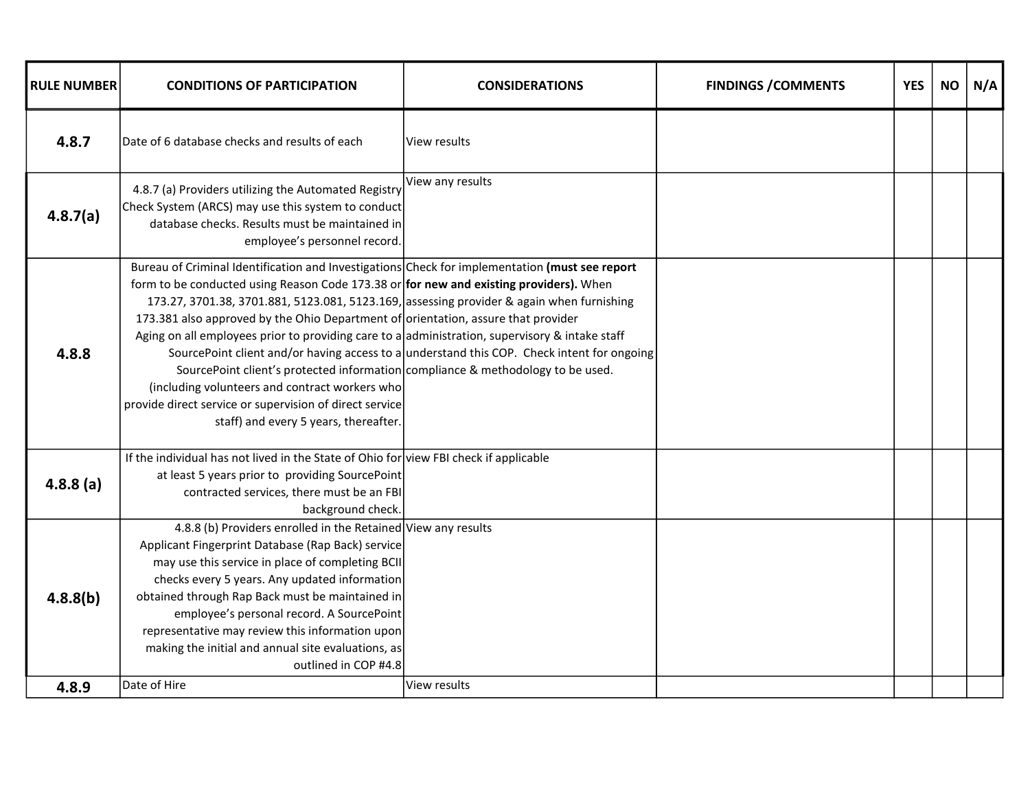| RULE NUMBER | CONDITIONS OF PARTICIPATION | CONSIDERATIONS | FINDINGS /COMMENTS | YES | NO | N/A |
|---|---|---|---|---|---|---|
| **4.8.7** | Date of 6 database checks and results of each | View results | | | | |
| **4.8.7(a)** | 4.8.7 (a) Providers utilizing the Automated Registry Check System (ARCS) may use this system to conduct database checks. Results must be maintained in employee's personnel record. | View any results | | | | |
| **4.8.8** | Bureau of Criminal Identification and Investigations form to be conducted using Reason Code 173.38 or 173.27, 3701.38, 3701.881, 5123.081, 5123.169, 173.381 also approved by the Ohio Department of Aging on all employees prior to providing care to a SourcePoint client and/or having access to a SourcePoint client's protected information (including volunteers and contract workers who provide direct service or supervision of direct service staff) and every 5 years, thereafter. | Check for implementation **(must see report for new and existing providers).** When assessing provider & again when furnishing orientation, assure that provider administration, supervisory & intake staff understand this COP. Check intent for ongoing compliance & methodology to be used. | | | | |
| **4.8.8 (a)** | If the individual has not lived in the State of Ohio for at least 5 years prior to providing SourcePoint contracted services, there must be an FBI background check. | view FBI check if applicable | | | | |
| **4.8.8(b)** | 4.8.8 (b) Providers enrolled in the Retained Applicant Fingerprint Database (Rap Back) service may use this service in place of completing BCII checks every 5 years. Any updated information obtained through Rap Back must be maintained in employee's personal record. A SourcePoint representative may review this information upon making the initial and annual site evaluations, as outlined in COP #4.8 | View any results | | | | |
| **4.8.9** | Date of Hire | View results | | | | |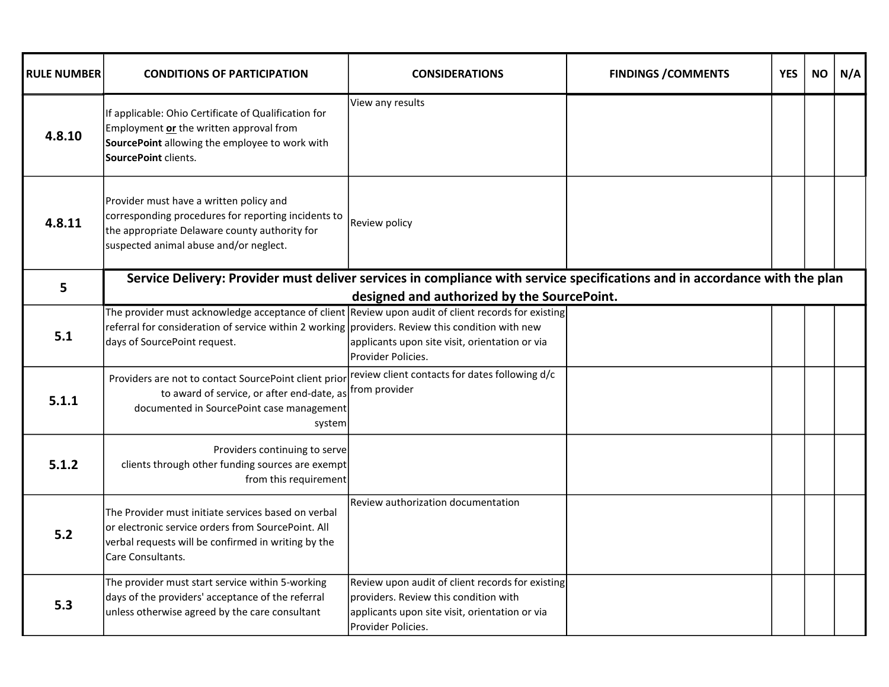| RULE NUMBER | CONDITIONS OF PARTICIPATION | CONSIDERATIONS | FINDINGS /COMMENTS | YES | NO | N/A |
|---|---|---|---|---|---|---|
| **4.8.10** | If applicable: Ohio Certificate of Qualification for Employment **or** the written approval from **SourcePoint** allowing the employee to work with **SourcePoint** clients. | View any results | | | | |
| **4.8.11** | Provider must have a written policy and corresponding procedures for reporting incidents to the appropriate Delaware county authority for suspected animal abuse and/or neglect. | Review policy | | | | |
| **5** | **Service Delivery: Provider must deliver services in compliance with service specifications and in accordance with the plan designed and authorized by the SourcePoint.** | | | | | |
| **5.1** | The provider must acknowledge acceptance of client referral for consideration of service within 2 working days of SourcePoint request. | Review upon audit of client records for existing providers. Review this condition with new applicants upon site visit, orientation or via Provider Policies. | | | | |
| **5.1.1** | Providers are not to contact SourcePoint client prior to award of service, or after end-date, as documented in SourcePoint case management system | review client contacts for dates following d/c from provider | | | | |
| **5.1.2** | Providers continuing to serve clients through other funding sources are exempt from this requirement | | | | | |
| **5.2** | The Provider must initiate services based on verbal or electronic service orders from SourcePoint. All verbal requests will be confirmed in writing by the Care Consultants. | Review authorization documentation | | | | |
| **5.3** | The provider must start service within 5-working days of the providers' acceptance of the referral unless otherwise agreed by the care consultant | Review upon audit of client records for existing providers. Review this condition with applicants upon site visit, orientation or via Provider Policies. | | | | |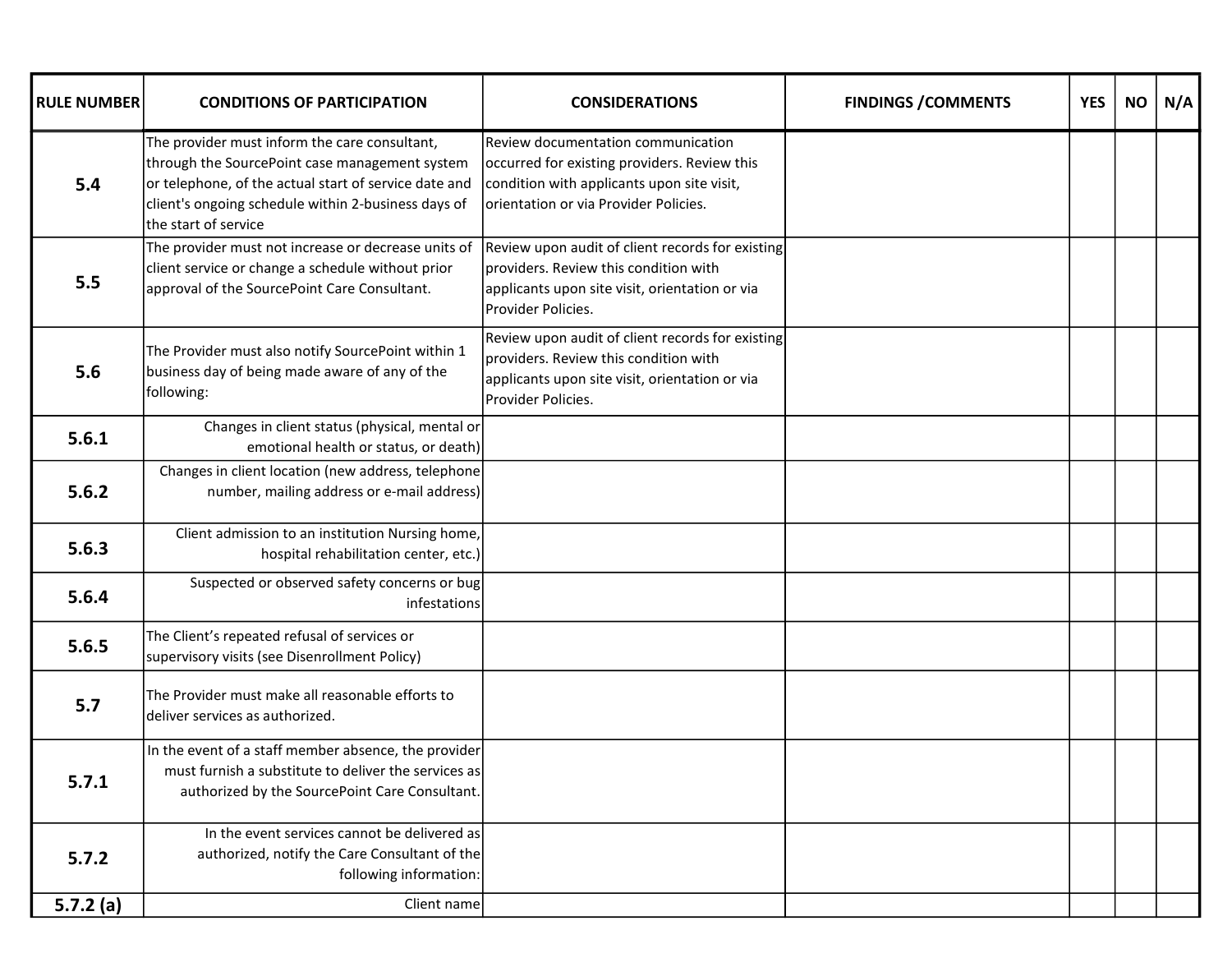| RULE NUMBER | CONDITIONS OF PARTICIPATION | CONSIDERATIONS | FINDINGS /COMMENTS | YES | NO | N/A |
|---|---|---|---|---|---|---|
| 5.4 | The provider must inform the care consultant, through the SourcePoint case management system or telephone, of the actual start of service date and client's ongoing schedule within 2-business days of the start of service | Review documentation communication occurred for existing providers. Review this condition with applicants upon site visit, orientation or via Provider Policies. | | | | |
| 5.5 | The provider must not increase or decrease units of client service or change a schedule without prior approval of the SourcePoint Care Consultant. | Review upon audit of client records for existing providers. Review this condition with applicants upon site visit, orientation or via Provider Policies. | | | | |
| 5.6 | The Provider must also notify SourcePoint within 1 business day of being made aware of any of the following: | Review upon audit of client records for existing providers. Review this condition with applicants upon site visit, orientation or via Provider Policies. | | | | |
| 5.6.1 | Changes in client status (physical, mental or emotional health or status, or death) | | | | | |
| 5.6.2 | Changes in client location (new address, telephone number, mailing address or e-mail address) | | | | | |
| 5.6.3 | Client admission to an institution Nursing home, hospital rehabilitation center, etc.) | | | | | |
| 5.6.4 | Suspected or observed safety concerns or bug infestations | | | | | |
| 5.6.5 | The Client's repeated refusal of services or supervisory visits (see Disenrollment Policy) | | | | | |
| 5.7 | The Provider must make all reasonable efforts to deliver services as authorized. | | | | | |
| 5.7.1 | In the event of a staff member absence, the provider must furnish a substitute to deliver the services as authorized by the SourcePoint Care Consultant. | | | | | |
| 5.7.2 | In the event services cannot be delivered as authorized, notify the Care Consultant of the following information: | | | | | |
| 5.7.2 (a) | Client name | | | | | |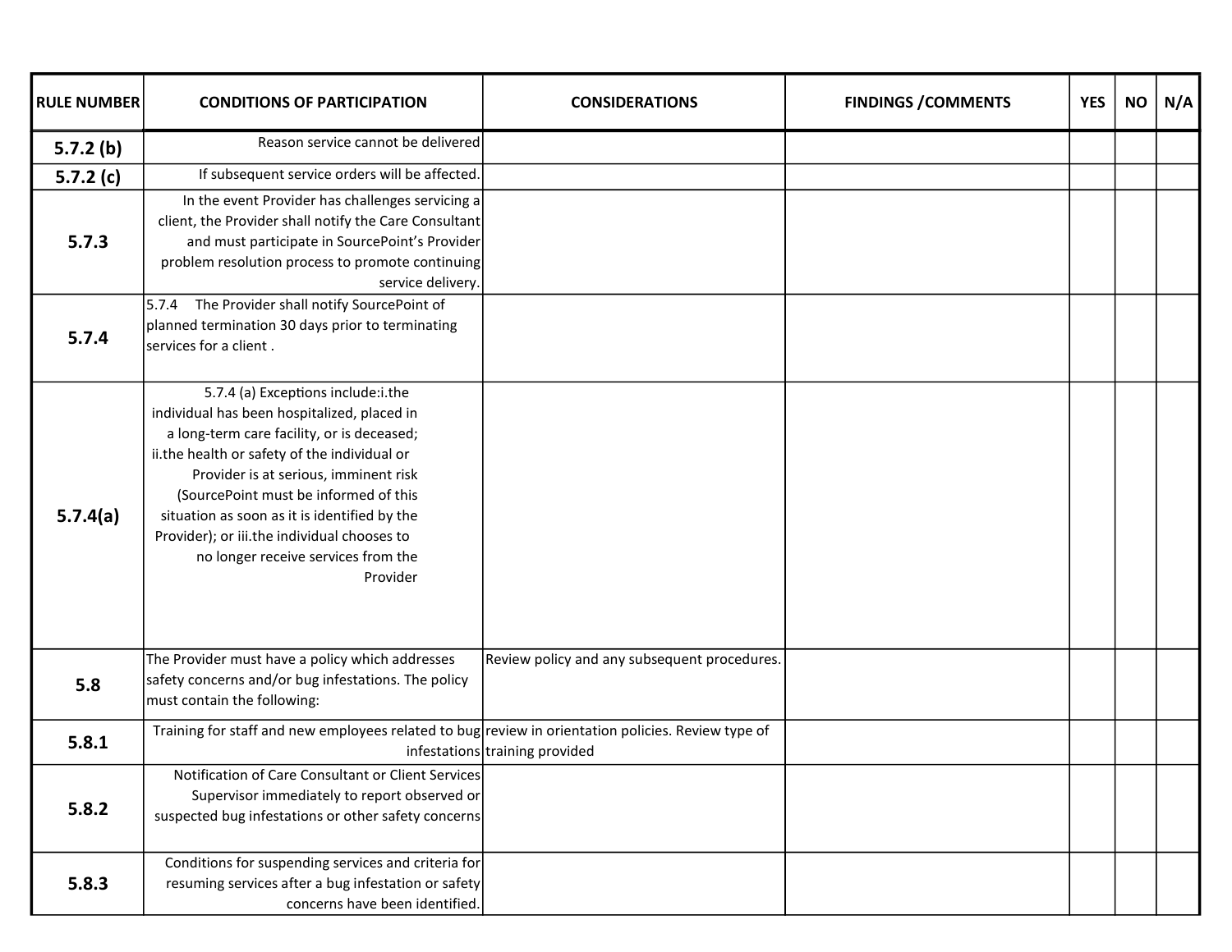| RULE NUMBER | CONDITIONS OF PARTICIPATION | CONSIDERATIONS | FINDINGS /COMMENTS | YES | NO | N/A |
|---|---|---|---|---|---|---|
| 5.7.2 (b) | Reason service cannot be delivered | | | | | |
| 5.7.2 (c) | If subsequent service orders will be affected. | | | | | |
| 5.7.3 | In the event Provider has challenges servicing a client, the Provider shall notify the Care Consultant and must participate in SourcePoint's Provider problem resolution process to promote continuing service delivery. | | | | | |
| 5.7.4 | 5.7.4 The Provider shall notify SourcePoint of planned termination 30 days prior to terminating services for a client . | | | | | |
| 5.7.4(a) | 5.7.4 (a) Exceptions include:i.the individual has been hospitalized, placed in a long-term care facility, or is deceased; ii.the health or safety of the individual or Provider is at serious, imminent risk (SourcePoint must be informed of this situation as soon as it is identified by the Provider); or iii.the individual chooses to no longer receive services from the Provider | | | | | |
| 5.8 | The Provider must have a policy which addresses safety concerns and/or bug infestations. The policy must contain the following: | Review policy and any subsequent procedures. | | | | |
| 5.8.1 | Training for staff and new employees related to bug infestations | review in orientation policies. Review type of training provided | | | | |
| 5.8.2 | Notification of Care Consultant or Client Services Supervisor immediately to report observed or suspected bug infestations or other safety concerns | | | | | |
| 5.8.3 | Conditions for suspending services and criteria for resuming services after a bug infestation or safety concerns have been identified. | | | | | |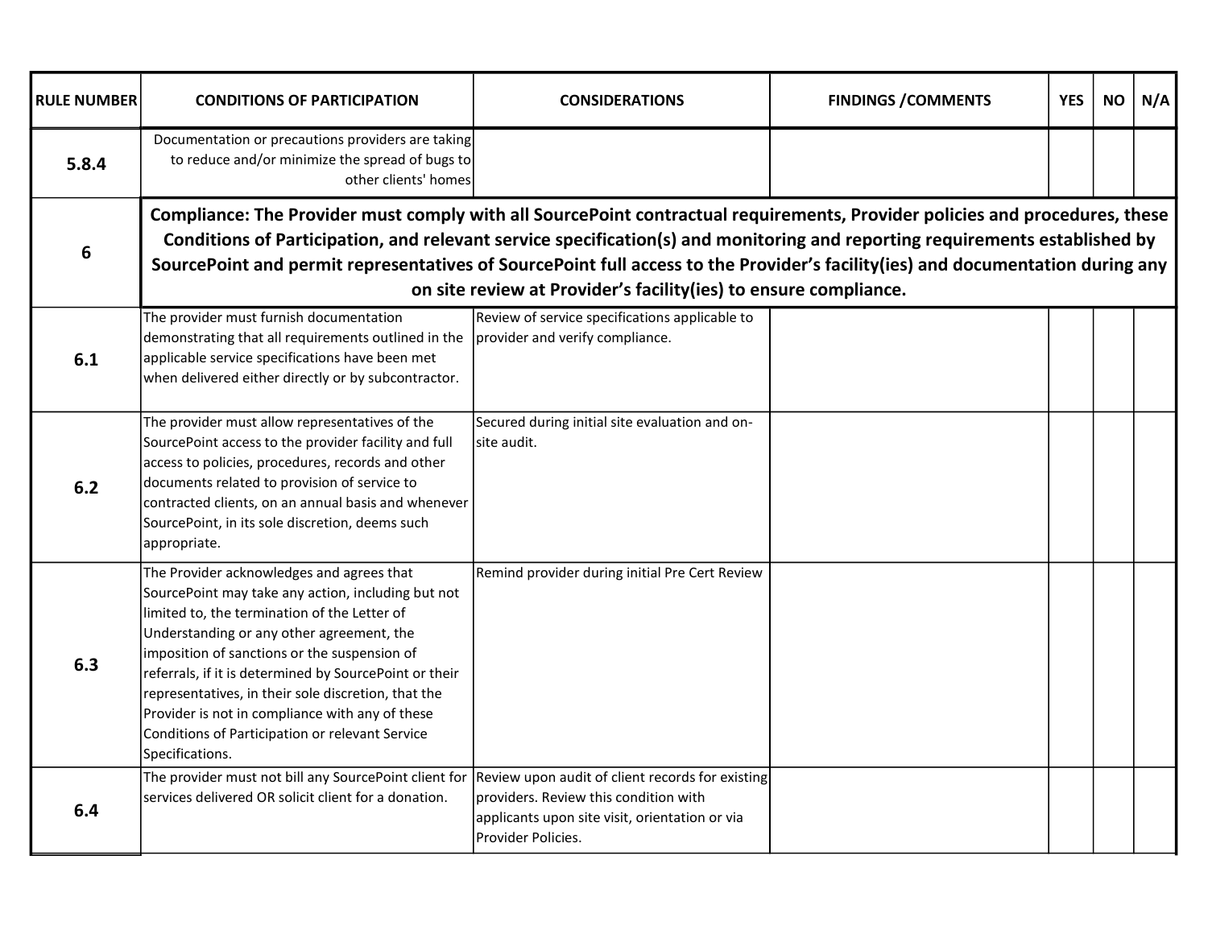| RULE NUMBER | CONDITIONS OF PARTICIPATION | CONSIDERATIONS | FINDINGS /COMMENTS | YES | NO | N/A |
|---|---|---|---|---|---|---|
| 5.8.4 | Documentation or precautions providers are taking to reduce and/or minimize the spread of bugs to other clients' homes | | | | | |
| 6 | **Compliance: The Provider must comply with all SourcePoint contractual requirements, Provider policies and procedures, these Conditions of Participation, and relevant service specification(s) and monitoring and reporting requirements established by SourcePoint and permit representatives of SourcePoint full access to the Provider's facility(ies) and documentation during any on site review at Provider's facility(ies) to ensure compliance.** | | | | | |
| 6.1 | The provider must furnish documentation demonstrating that all requirements outlined in the applicable service specifications have been met when delivered either directly or by subcontractor. | Review of service specifications applicable to provider and verify compliance. | | | | |
| 6.2 | The provider must allow representatives of the SourcePoint access to the provider facility and full access to policies, procedures, records and other documents related to provision of service to contracted clients, on an annual basis and whenever SourcePoint, in its sole discretion, deems such appropriate. | Secured during initial site evaluation and on-site audit. | | | | |
| 6.3 | The Provider acknowledges and agrees that SourcePoint may take any action, including but not limited to, the termination of the Letter of Understanding or any other agreement, the imposition of sanctions or the suspension of referrals, if it is determined by SourcePoint or their representatives, in their sole discretion, that the Provider is not in compliance with any of these Conditions of Participation or relevant Service Specifications. | Remind provider during initial Pre Cert Review | | | | |
| 6.4 | The provider must not bill any SourcePoint client for services delivered OR solicit client for a donation. | Review upon audit of client records for existing providers. Review this condition with applicants upon site visit, orientation or via Provider Policies. | | | | |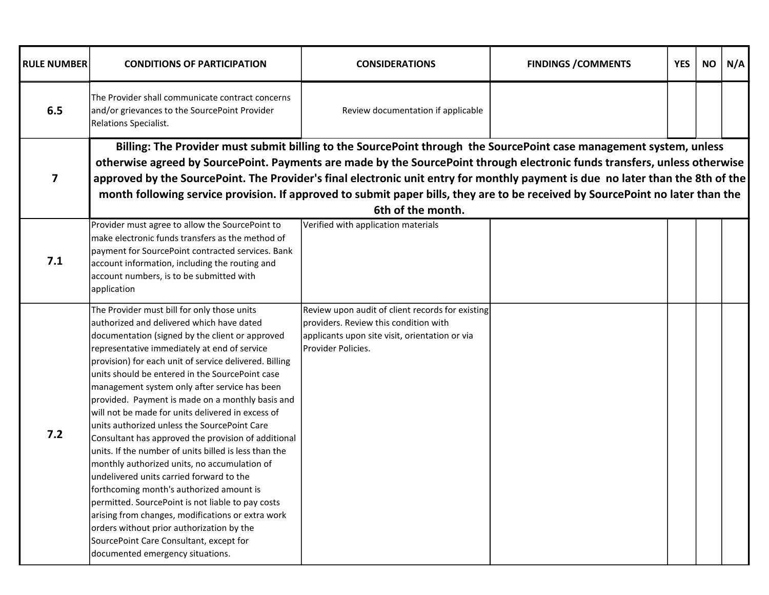| RULE NUMBER | CONDITIONS OF PARTICIPATION | CONSIDERATIONS | FINDINGS /COMMENTS | YES | NO | N/A |
|---|---|---|---|---|---|---|
| **6.5** | The Provider shall communicate contract concerns and/or grievances to the SourcePoint Provider Relations Specialist. | Review documentation if applicable | | | | |
| **7** | **Billing: The Provider must submit billing to the SourcePoint through the SourcePoint case management system, unless otherwise agreed by SourcePoint. Payments are made by the SourcePoint through electronic funds transfers, unless otherwise approved by the SourcePoint. The Provider's final electronic unit entry for monthly payment is due no later than the 8th of the month following service provision. If approved to submit paper bills, they are to be received by SourcePoint no later than the 6th of the month.** | | | | | |
| **7.1** | Provider must agree to allow the SourcePoint to make electronic funds transfers as the method of payment for SourcePoint contracted services. Bank account information, including the routing and account numbers, is to be submitted with application | Verified with application materials | | | | |
| **7.2** | The Provider must bill for only those units authorized and delivered which have dated documentation (signed by the client or approved representative immediately at end of service provision) for each unit of service delivered. Billing units should be entered in the SourcePoint case management system only after service has been provided. Payment is made on a monthly basis and will not be made for units delivered in excess of units authorized unless the SourcePoint Care Consultant has approved the provision of additional units. If the number of units billed is less than the monthly authorized units, no accumulation of undelivered units carried forward to the forthcoming month's authorized amount is permitted. SourcePoint is not liable to pay costs arising from changes, modifications or extra work orders without prior authorization by the SourcePoint Care Consultant, except for documented emergency situations. | Review upon audit of client records for existing providers. Review this condition with applicants upon site visit, orientation or via Provider Policies. | | | | |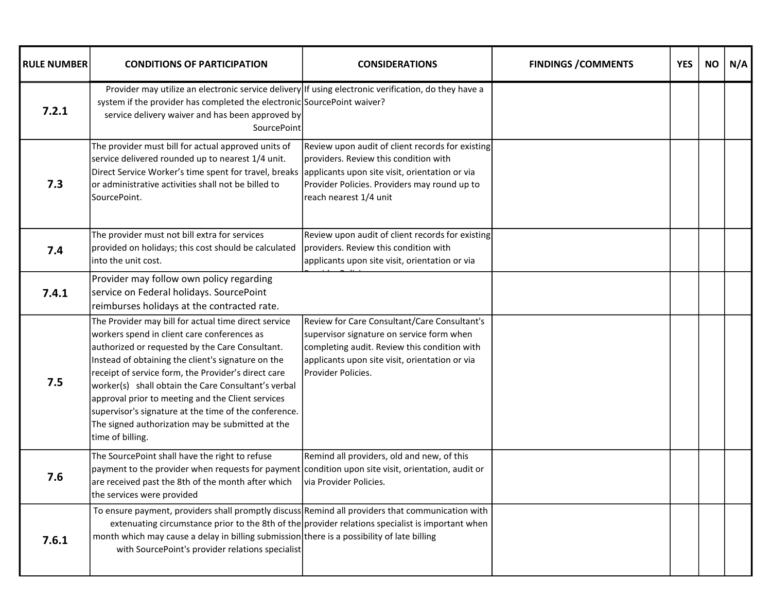| RULE NUMBER | CONDITIONS OF PARTICIPATION | CONSIDERATIONS | FINDINGS /COMMENTS | YES | NO | N/A |
|---|---|---|---|---|---|---|
| 7.2.1 | Provider may utilize an electronic service delivery system if the provider has completed the electronic service delivery waiver and has been approved by SourcePoint | If using electronic verification, do they have a SourcePoint waiver? | | | | |
| 7.3 | The provider must bill for actual approved units of service delivered rounded up to nearest 1/4 unit. Direct Service Worker's time spent for travel, breaks or administrative activities shall not be billed to SourcePoint. | Review upon audit of client records for existing providers. Review this condition with applicants upon site visit, orientation or via Provider Policies. Providers may round up to reach nearest 1/4 unit | | | | |
| 7.4 | The provider must not bill extra for services provided on holidays; this cost should be calculated into the unit cost. | Review upon audit of client records for existing providers. Review this condition with applicants upon site visit, orientation or via Provider Policies. | | | | |
| 7.4.1 | Provider may follow own policy regarding service on Federal holidays. SourcePoint reimburses holidays at the contracted rate. | | | | | |
| 7.5 | The Provider may bill for actual time direct service workers spend in client care conferences as authorized or requested by the Care Consultant. Instead of obtaining the client's signature on the receipt of service form, the Provider's direct care worker(s) shall obtain the Care Consultant's verbal approval prior to meeting and the Client services supervisor's signature at the time of the conference. The signed authorization may be submitted at the time of billing. | Review for Care Consultant/Care Consultant's supervisor signature on service form when completing audit. Review this condition with applicants upon site visit, orientation or via Provider Policies. | | | | |
| 7.6 | The SourcePoint shall have the right to refuse payment to the provider when requests for payment are received past the 8th of the month after which the services were provided | Remind all providers, old and new, of this condition upon site visit, orientation, audit or via Provider Policies. | | | | |
| 7.6.1 | To ensure payment, providers shall promptly discuss extenuating circumstance prior to the 8th of the month which may cause a delay in billing submission with SourcePoint's provider relations specialist | Remind all providers that communication with provider relations specialist is important when there is a possibility of late billing | | | | |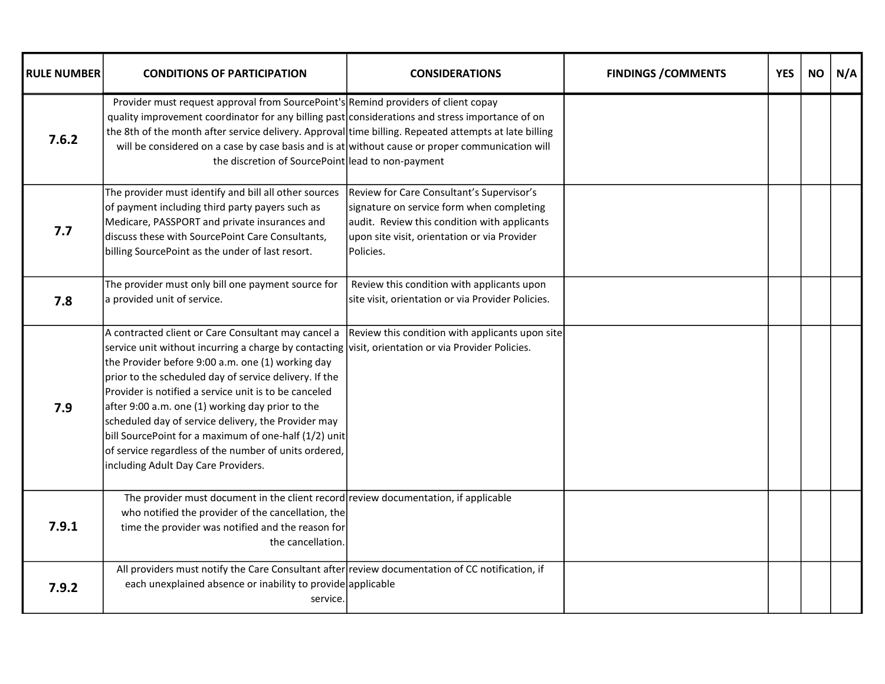| RULE NUMBER | CONDITIONS OF PARTICIPATION | CONSIDERATIONS | FINDINGS /COMMENTS | YES | NO | N/A |
|---|---|---|---|---|---|---|
| **7.6.2** | Provider must request approval from SourcePoint's quality improvement coordinator for any billing past the 8th of the month after service delivery. Approval will be considered on a case by case basis and is at the discretion of SourcePoint | Remind providers of client copay considerations and stress importance of on time billing. Repeated attempts at late billing without cause or proper communication will lead to non-payment | | | | |
| **7.7** | The provider must identify and bill all other sources of payment including third party payers such as Medicare, PASSPORT and private insurances and discuss these with SourcePoint Care Consultants, billing SourcePoint as the under of last resort. | Review for Care Consultant's Supervisor's signature on service form when completing audit. Review this condition with applicants upon site visit, orientation or via Provider Policies. | | | | |
| **7.8** | The provider must only bill one payment source for a provided unit of service. | Review this condition with applicants upon site visit, orientation or via Provider Policies. | | | | |
| **7.9** | A contracted client or Care Consultant may cancel a service unit without incurring a charge by contacting the Provider before 9:00 a.m. one (1) working day prior to the scheduled day of service delivery. If the Provider is notified a service unit is to be canceled after 9:00 a.m. one (1) working day prior to the scheduled day of service delivery, the Provider may bill SourcePoint for a maximum of one-half (1/2) unit of service regardless of the number of units ordered, including Adult Day Care Providers. | Review this condition with applicants upon site visit, orientation or via Provider Policies. | | | | |
| **7.9.1** | The provider must document in the client record who notified the provider of the cancellation, the time the provider was notified and the reason for the cancellation. | review documentation, if applicable | | | | |
| **7.9.2** | All providers must notify the Care Consultant after each unexplained absence or inability to provide service. | review documentation of CC notification, if applicable | | | | |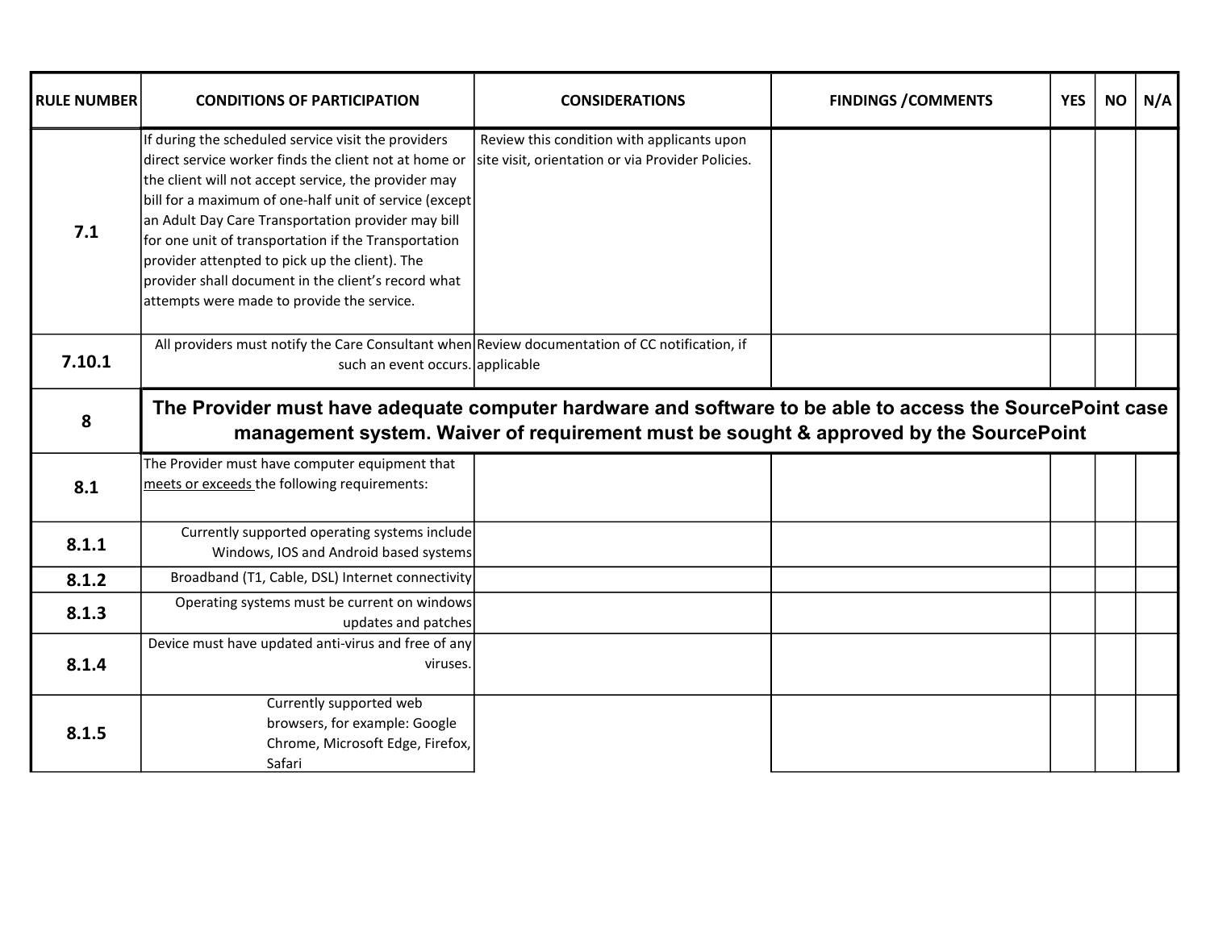| RULE NUMBER | CONDITIONS OF PARTICIPATION | CONSIDERATIONS | FINDINGS /COMMENTS | YES | NO | N/A |
|---|---|---|---|---|---|---|
| **7.1** | If during the scheduled service visit the providers direct service worker finds the client not at home or the client will not accept service, the provider may bill for a maximum of one-half unit of service (except an Adult Day Care Transportation provider may bill for one unit of transportation if the Transportation provider attenpted to pick up the client). The provider shall document in the client's record what attempts were made to provide the service. | Review this condition with applicants upon site visit, orientation or via Provider Policies. | | | | |
| **7.10.1** | All providers must notify the Care Consultant when such an event occurs. | Review documentation of CC notification, if applicable | | | | |
| **8** | **The Provider must have adequate computer hardware and software to be able to access the SourcePoint case management system. Waiver of requirement must be sought & approved by the SourcePoint** | | | | | |
| **8.1** | The Provider must have computer equipment that meets or exceeds the following requirements: | | | | | |
| **8.1.1** | Currently supported operating systems include Windows, IOS and Android based systems | | | | | |
| **8.1.2** | Broadband (T1, Cable, DSL) Internet connectivity | | | | | |
| **8.1.3** | Operating systems must be current on windows updates and patches | | | | | |
| **8.1.4** | Device must have updated anti-virus and free of any viruses. | | | | | |
| **8.1.5** | Currently supported web browsers, for example: Google Chrome, Microsoft Edge, Firefox, Safari | | | | | |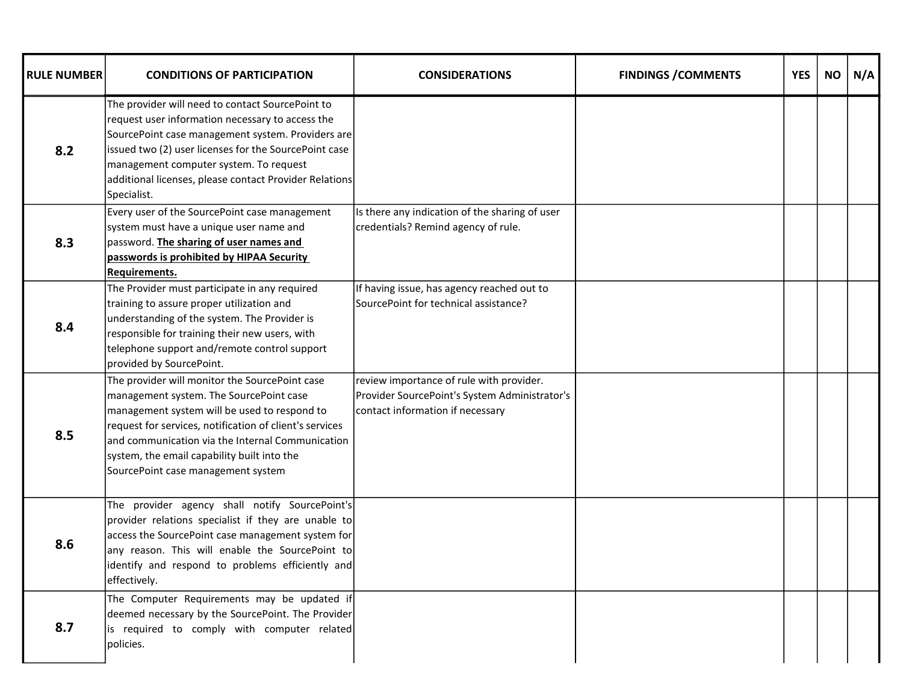| RULE NUMBER | CONDITIONS OF PARTICIPATION | CONSIDERATIONS | FINDINGS /COMMENTS | YES | NO | N/A |
|---|---|---|---|---|---|---|
| **8.2** | The provider will need to contact SourcePoint to request user information necessary to access the SourcePoint case management system. Providers are issued two (2) user licenses for the SourcePoint case management computer system. To request additional licenses, please contact Provider Relations Specialist. | | | | | |
| **8.3** | Every user of the SourcePoint case management system must have a unique user name and password. **The sharing of user names and passwords is prohibited by HIPAA Security Requirements.** | Is there any indication of the sharing of user credentials? Remind agency of rule. | | | | |
| **8.4** | The Provider must participate in any required training to assure proper utilization and understanding of the system. The Provider is responsible for training their new users, with telephone support and/remote control support provided by SourcePoint. | If having issue, has agency reached out to SourcePoint for technical assistance? | | | | |
| **8.5** | The provider will monitor the SourcePoint case management system. The SourcePoint case management system will be used to respond to request for services, notification of client's services and communication via the Internal Communication system, the email capability built into the SourcePoint case management system | review importance of rule with provider. Provider SourcePoint's System Administrator's contact information if necessary | | | | |
| **8.6** | The provider agency shall notify SourcePoint's provider relations specialist if they are unable to access the SourcePoint case management system for any reason. This will enable the SourcePoint to identify and respond to problems efficiently and effectively. | | | | | |
| **8.7** | The Computer Requirements may be updated if deemed necessary by the SourcePoint. The Provider is required to comply with computer related policies. | | | | | |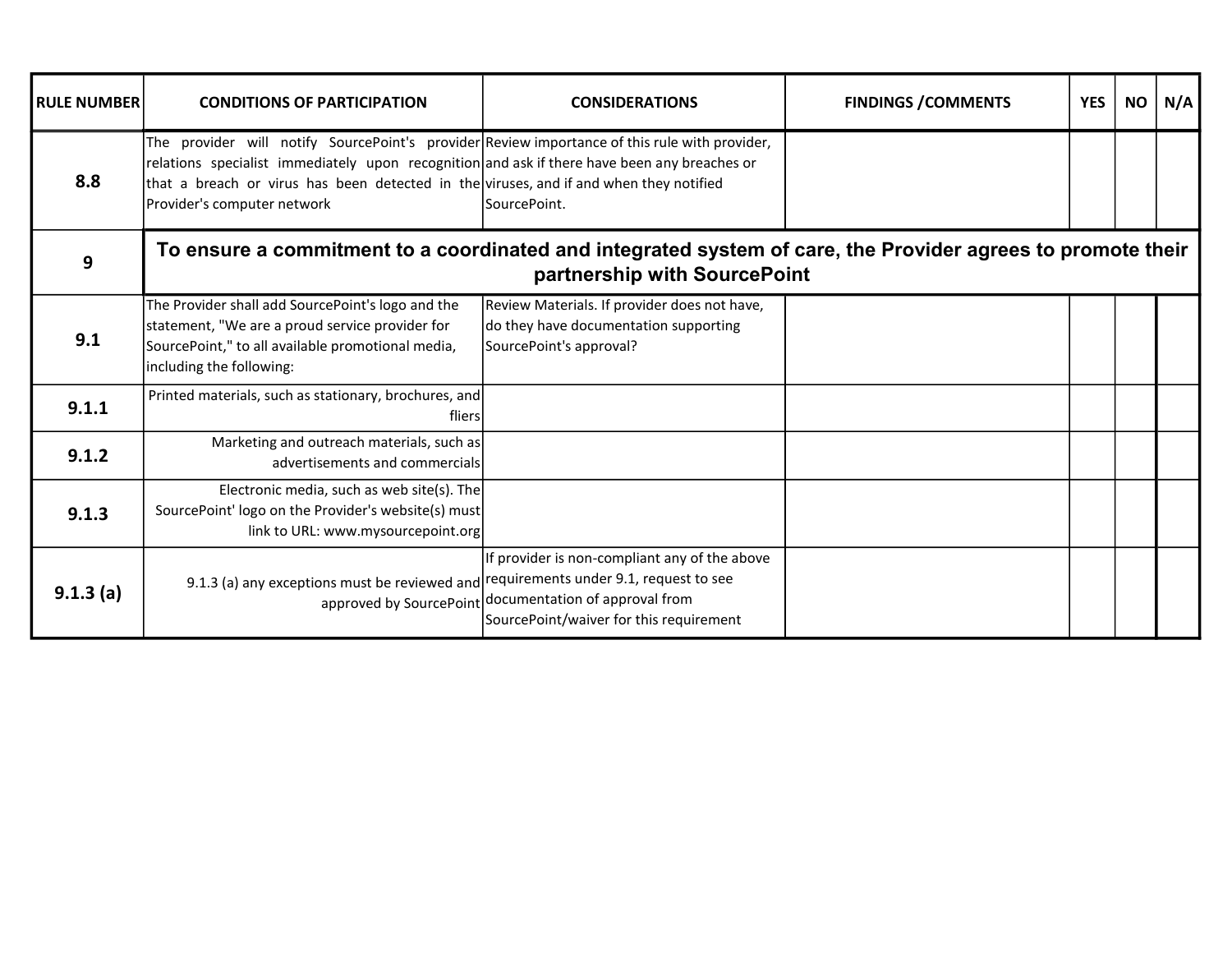| RULE NUMBER | CONDITIONS OF PARTICIPATION | CONSIDERATIONS | FINDINGS /COMMENTS | YES | NO | N/A |
|---|---|---|---|---|---|---|
| 8.8 | The provider will notify SourcePoint's provider relations specialist immediately upon recognition that a breach or virus has been detected in the Provider's computer network | Review importance of this rule with provider, and ask if there have been any breaches or viruses, and if and when they notified SourcePoint. | | | | |
| 9 | **To ensure a commitment to a coordinated and integrated system of care, the Provider agrees to promote their partnership with SourcePoint** | | | | | |
| 9.1 | The Provider shall add SourcePoint's logo and the statement, "We are a proud service provider for SourcePoint," to all available promotional media, including the following: | Review Materials. If provider does not have, do they have documentation supporting SourcePoint's approval? | | | | |
| 9.1.1 | Printed materials, such as stationary, brochures, and fliers | | | | | |
| 9.1.2 | Marketing and outreach materials, such as advertisements and commercials | | | | | |
| 9.1.3 | Electronic media, such as web site(s). The SourcePoint' logo on the Provider's website(s) must link to URL: www.mysourcepoint.org | | | | | |
| 9.1.3 (a) | 9.1.3 (a) any exceptions must be reviewed and approved by SourcePoint | If provider is non-compliant any of the above requirements under 9.1, request to see documentation of approval from SourcePoint/waiver for this requirement | | | | |